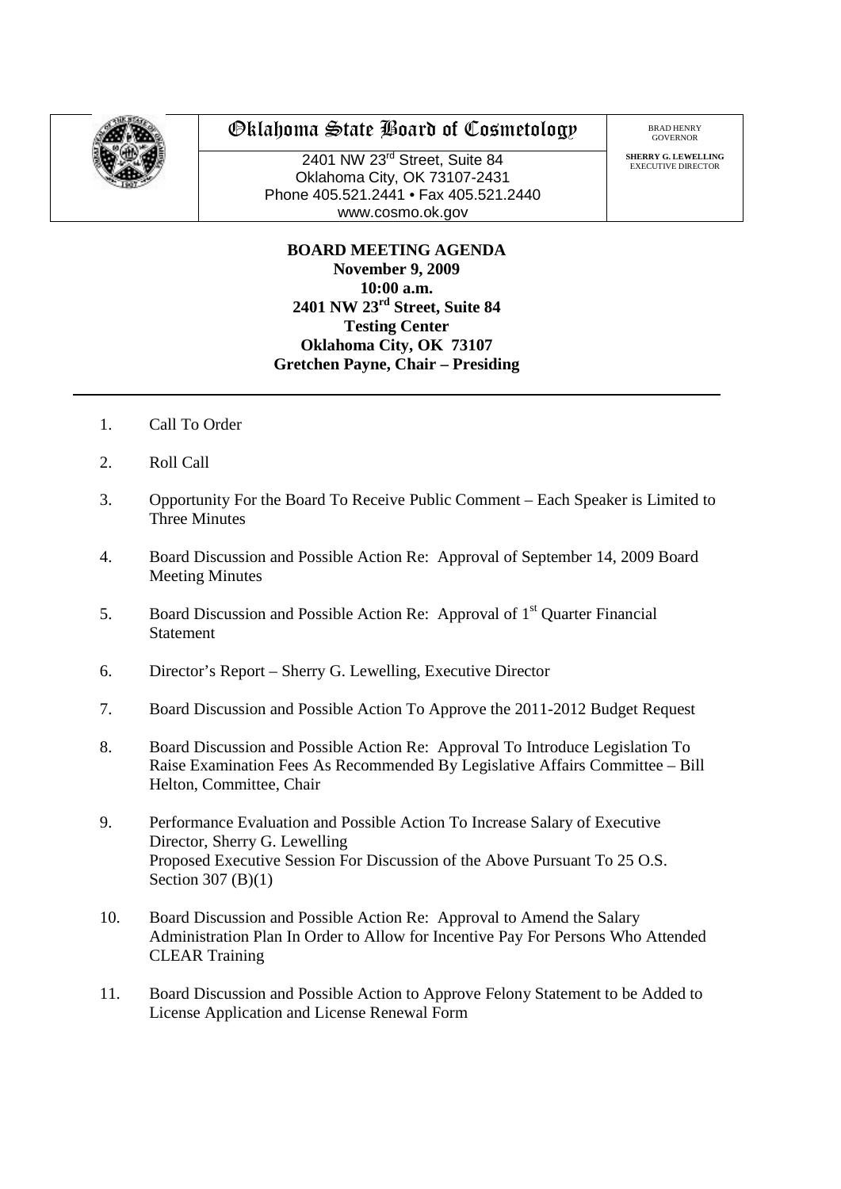# Oklahoma State Board of Cosmetology

2401 NW 23rd Street, Suite 84
Oklahoma City, OK 73107-2431
Phone 405.521.2441 • Fax 405.521.2440
www.cosmo.ok.gov

BRAD HENRY
GOVERNOR

**SHERRY G. LEWELLING**
EXECUTIVE DIRECTOR

**BOARD MEETING AGENDA**
**November 9, 2009**
**10:00 a.m.**
**2401 NW 23rd Street, Suite 84**
**Testing Center**
**Oklahoma City, OK 73107**
**Gretchen Payne, Chair – Presiding**

---

1. Call To Order

2. Roll Call

3. Opportunity For the Board To Receive Public Comment – Each Speaker is Limited to Three Minutes

4. Board Discussion and Possible Action Re: Approval of September 14, 2009 Board Meeting Minutes

5. Board Discussion and Possible Action Re: Approval of 1st Quarter Financial Statement

6. Director's Report – Sherry G. Lewelling, Executive Director

7. Board Discussion and Possible Action To Approve the 2011-2012 Budget Request

8. Board Discussion and Possible Action Re: Approval To Introduce Legislation To Raise Examination Fees As Recommended By Legislative Affairs Committee – Bill Helton, Committee, Chair

9. Performance Evaluation and Possible Action To Increase Salary of Executive Director, Sherry G. Lewelling
   Proposed Executive Session For Discussion of the Above Pursuant To 25 O.S. Section 307 (B)(1)

10. Board Discussion and Possible Action Re: Approval to Amend the Salary Administration Plan In Order to Allow for Incentive Pay For Persons Who Attended CLEAR Training

11. Board Discussion and Possible Action to Approve Felony Statement to be Added to License Application and License Renewal Form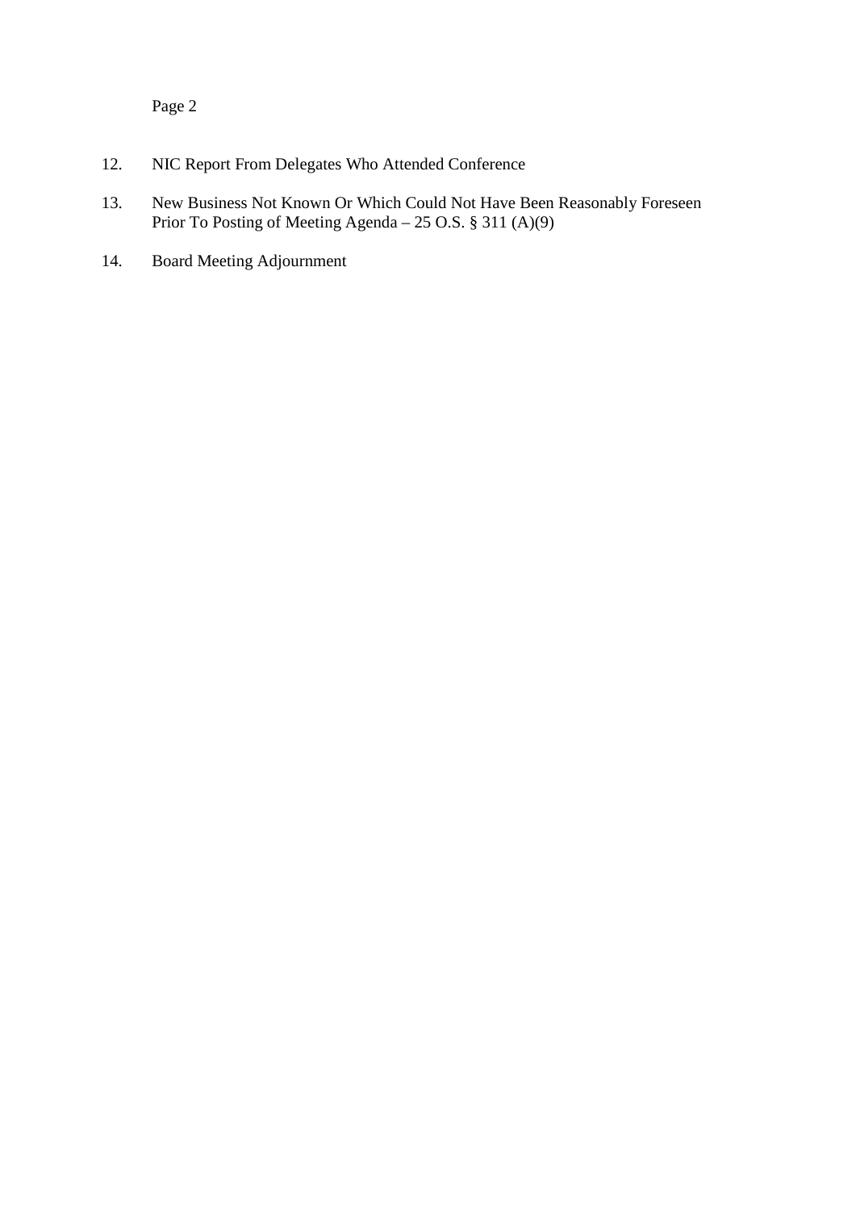12. NIC Report From Delegates Who Attended Conference

13. New Business Not Known Or Which Could Not Have Been Reasonably Foreseen Prior To Posting of Meeting Agenda – 25 O.S. § 311 (A)(9)

14. Board Meeting Adjournment